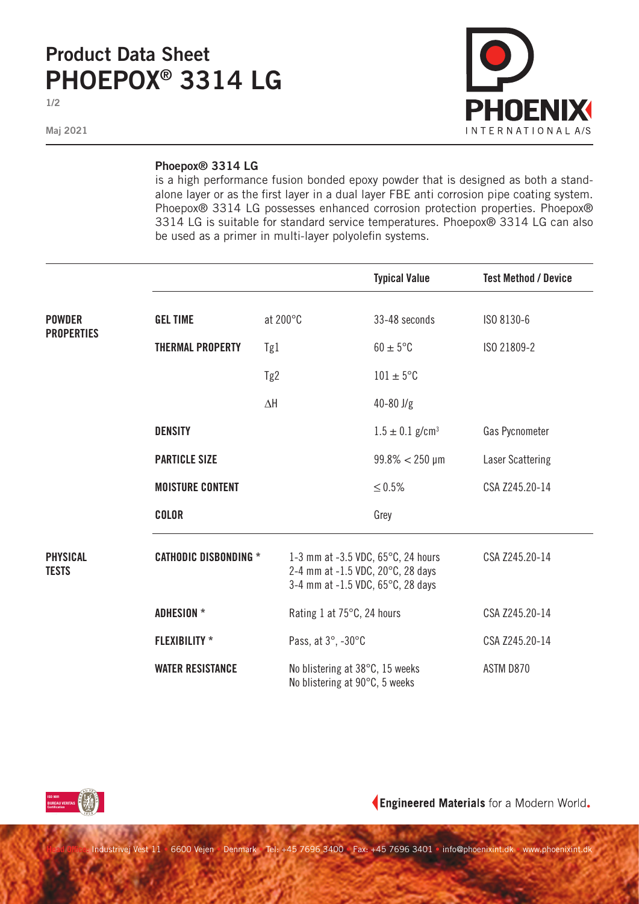# Product Data Sheet
# PHOEPOX® 3314 LG

Maj 2021

**Phoepox® 3314 LG**
is a high performance fusion bonded epoxy powder that is designed as both a stand-alone layer or as the first layer in a dual layer FBE anti corrosion pipe coating system. Phoepox® 3314 LG possesses enhanced corrosion protection properties. Phoepox® 3314 LG is suitable for standard service temperatures. Phoepox® 3314 LG can also be used as a primer in multi-layer polyolefin systems.

| | | | Typical Value | Test Method / Device |
|---|---|---|---|---|
| **POWDER PROPERTIES** | **GEL TIME** | at 200°C | 33-48 seconds | ISO 8130-6 |
| | **THERMAL PROPERTY** | Tg1 | $60 \pm 5$°C | ISO 21809-2 |
| | | Tg2 | $101 \pm 5$°C | |
| | | $\Delta$H | 40-80 J/g | |
| | **DENSITY** | | $1.5 \pm 0.1$ g/cm$^3$ | Gas Pycnometer |
| | **PARTICLE SIZE** | | 99.8% < 250 µm | Laser Scattering |
| | **MOISTURE CONTENT** | | $\leq$ 0.5% | CSA Z245.20-14 |
| | **COLOR** | | Grey | |
| **PHYSICAL TESTS** | **CATHODIC DISBONDING** * | 1-3 mm at -3.5 VDC, 65°C, 24 hours<br>2-4 mm at -1.5 VDC, 20°C, 28 days<br>3-4 mm at -1.5 VDC, 65°C, 28 days | | CSA Z245.20-14 |
| | **ADHESION** * | Rating 1 at 75°C, 24 hours | | CSA Z245.20-14 |
| | **FLEXIBILITY** * | Pass, at 3°, -30°C | | CSA Z245.20-14 |
| | **WATER RESISTANCE** | No blistering at 38°C, 15 weeks<br>No blistering at 90°C, 5 weeks | | ASTM D870 |

**Engineered Materials** for a Modern World.

Head Office: Industrivej Vest 11 • 6600 Vejen • Denmark • Tel: +45 7696 3400 • Fax: +45 7696 3401 • info@phoenixint.dk • www.phoenixint.dk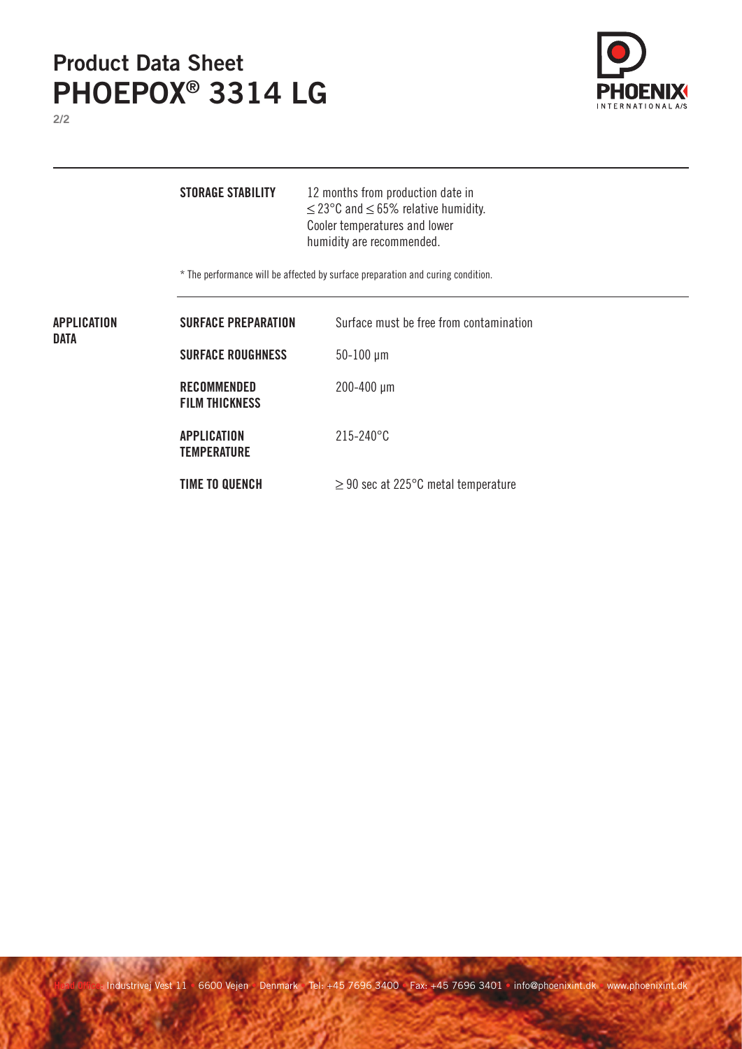# Product Data Sheet
# PHOEPOX® 3314 LG

| | |
|---|---|
| **STORAGE STABILITY** | 12 months from production date in $\leq$ 23°C and $\leq$ 65% relative humidity. Cooler temperatures and lower humidity are recommended. |

* The performance will be affected by surface preparation and curing condition.

## APPLICATION DATA

| | |
|---|---|
| **SURFACE PREPARATION** | Surface must be free from contamination |
| **SURFACE ROUGHNESS** | 50-100 µm |
| **RECOMMENDED FILM THICKNESS** | 200-400 µm |
| **APPLICATION TEMPERATURE** | 215-240°C |
| **TIME TO QUENCH** | $\geq$ 90 sec at 225°C metal temperature |

Head Office: Industrivej Vest 11 • 6600 Vejen • Denmark • Tel: +45 7696 3400 • Fax: +45 7696 3401 • info@phoenixint.dk • www.phoenixint.dk